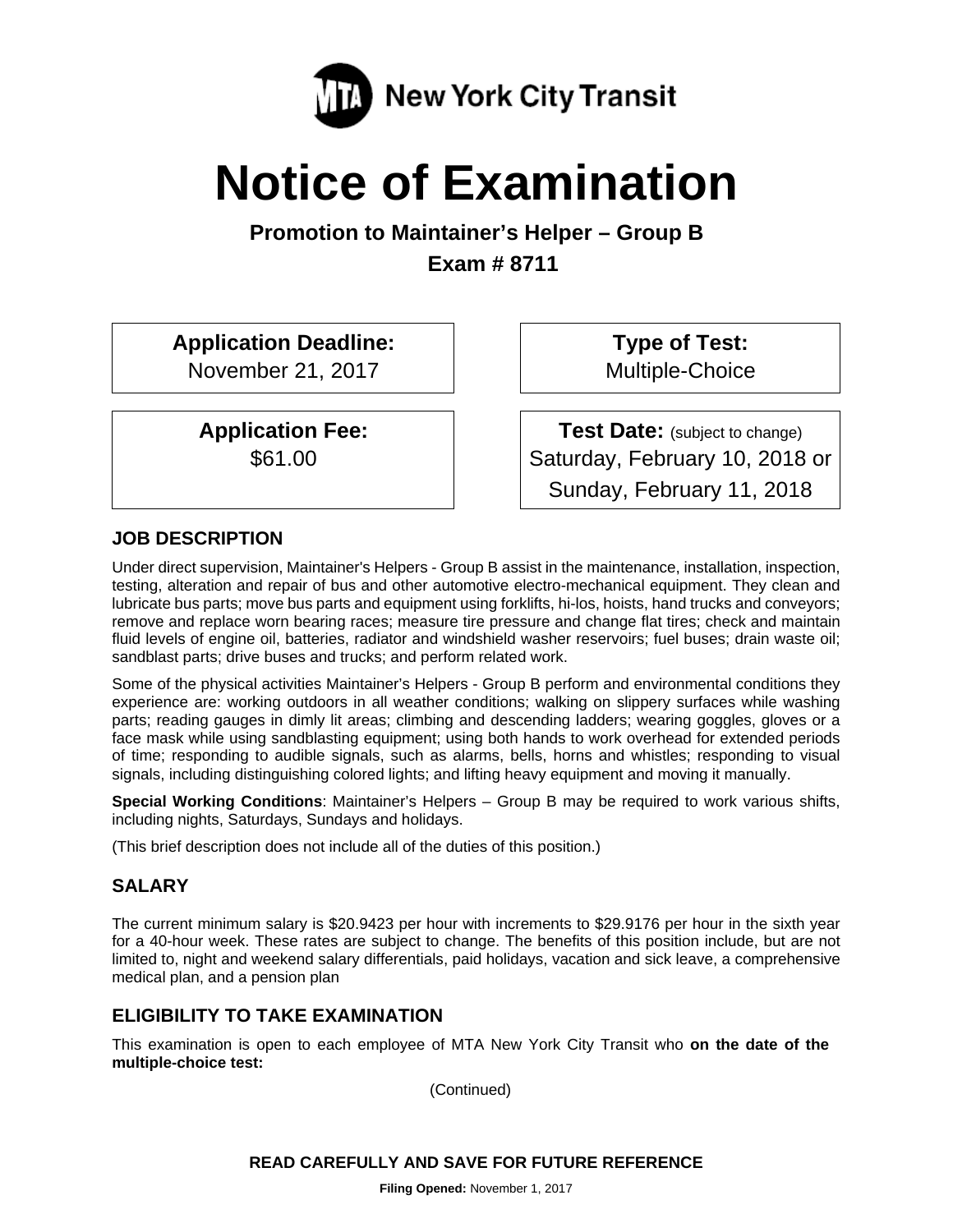MTA New York City Transit

# Notice of Examination

**Promotion to Maintainer's Helper – Group B**

**Exam # 8711**

**Application Deadline:**
November 21, 2017

**Type of Test:**
Multiple-Choice

**Application Fee:**
$61.00

**Test Date:** (subject to change)
Saturday, February 10, 2018 or
Sunday, February 11, 2018

## JOB DESCRIPTION

Under direct supervision, Maintainer's Helpers - Group B assist in the maintenance, installation, inspection, testing, alteration and repair of bus and other automotive electro-mechanical equipment. They clean and lubricate bus parts; move bus parts and equipment using forklifts, hi-los, hoists, hand trucks and conveyors; remove and replace worn bearing races; measure tire pressure and change flat tires; check and maintain fluid levels of engine oil, batteries, radiator and windshield washer reservoirs; fuel buses; drain waste oil; sandblast parts; drive buses and trucks; and perform related work.

Some of the physical activities Maintainer's Helpers - Group B perform and environmental conditions they experience are: working outdoors in all weather conditions; walking on slippery surfaces while washing parts; reading gauges in dimly lit areas; climbing and descending ladders; wearing goggles, gloves or a face mask while using sandblasting equipment; using both hands to work overhead for extended periods of time; responding to audible signals, such as alarms, bells, horns and whistles; responding to visual signals, including distinguishing colored lights; and lifting heavy equipment and moving it manually.

**Special Working Conditions**: Maintainer's Helpers – Group B may be required to work various shifts, including nights, Saturdays, Sundays and holidays.

(This brief description does not include all of the duties of this position.)

## SALARY

The current minimum salary is $20.9423 per hour with increments to $29.9176 per hour in the sixth year for a 40-hour week. These rates are subject to change. The benefits of this position include, but are not limited to, night and weekend salary differentials, paid holidays, vacation and sick leave, a comprehensive medical plan, and a pension plan

## ELIGIBILITY TO TAKE EXAMINATION

This examination is open to each employee of MTA New York City Transit who **on the date of the multiple-choice test:**

(Continued)

**READ CAREFULLY AND SAVE FOR FUTURE REFERENCE**

**Filing Opened:** November 1, 2017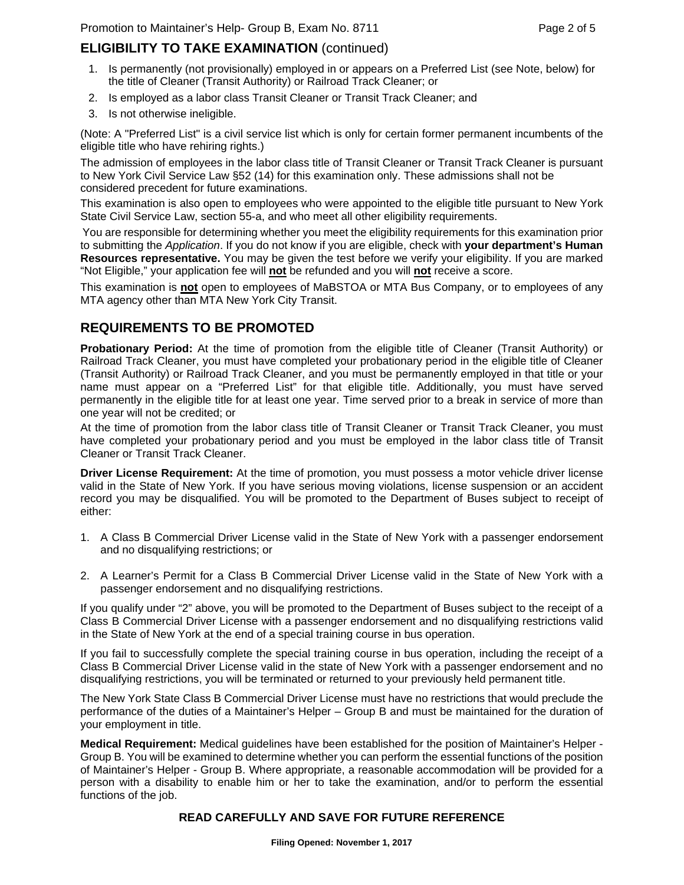## ELIGIBILITY TO TAKE EXAMINATION (continued)

1. Is permanently (not provisionally) employed in or appears on a Preferred List (see Note, below) for the title of Cleaner (Transit Authority) or Railroad Track Cleaner; or
2. Is employed as a labor class Transit Cleaner or Transit Track Cleaner; and
3. Is not otherwise ineligible.

(Note: A "Preferred List" is a civil service list which is only for certain former permanent incumbents of the eligible title who have rehiring rights.)

The admission of employees in the labor class title of Transit Cleaner or Transit Track Cleaner is pursuant to New York Civil Service Law §52 (14) for this examination only. These admissions shall not be considered precedent for future examinations.

This examination is also open to employees who were appointed to the eligible title pursuant to New York State Civil Service Law, section 55-a, and who meet all other eligibility requirements.

You are responsible for determining whether you meet the eligibility requirements for this examination prior to submitting the *Application*. If you do not know if you are eligible, check with **your department's Human Resources representative.** You may be given the test before we verify your eligibility. If you are marked "Not Eligible," your application fee will **not** be refunded and you will **not** receive a score.

This examination is **not** open to employees of MaBSTOA or MTA Bus Company, or to employees of any MTA agency other than MTA New York City Transit.

## REQUIREMENTS TO BE PROMOTED

**Probationary Period:** At the time of promotion from the eligible title of Cleaner (Transit Authority) or Railroad Track Cleaner, you must have completed your probationary period in the eligible title of Cleaner (Transit Authority) or Railroad Track Cleaner, and you must be permanently employed in that title or your name must appear on a "Preferred List" for that eligible title. Additionally, you must have served permanently in the eligible title for at least one year. Time served prior to a break in service of more than one year will not be credited; or

At the time of promotion from the labor class title of Transit Cleaner or Transit Track Cleaner, you must have completed your probationary period and you must be employed in the labor class title of Transit Cleaner or Transit Track Cleaner.

**Driver License Requirement:** At the time of promotion, you must possess a motor vehicle driver license valid in the State of New York. If you have serious moving violations, license suspension or an accident record you may be disqualified. You will be promoted to the Department of Buses subject to receipt of either:

1. A Class B Commercial Driver License valid in the State of New York with a passenger endorsement and no disqualifying restrictions; or

2. A Learner's Permit for a Class B Commercial Driver License valid in the State of New York with a passenger endorsement and no disqualifying restrictions.

If you qualify under "2" above, you will be promoted to the Department of Buses subject to the receipt of a Class B Commercial Driver License with a passenger endorsement and no disqualifying restrictions valid in the State of New York at the end of a special training course in bus operation.

If you fail to successfully complete the special training course in bus operation, including the receipt of a Class B Commercial Driver License valid in the state of New York with a passenger endorsement and no disqualifying restrictions, you will be terminated or returned to your previously held permanent title.

The New York State Class B Commercial Driver License must have no restrictions that would preclude the performance of the duties of a Maintainer's Helper – Group B and must be maintained for the duration of your employment in title.

**Medical Requirement:** Medical guidelines have been established for the position of Maintainer's Helper - Group B. You will be examined to determine whether you can perform the essential functions of the position of Maintainer's Helper - Group B. Where appropriate, a reasonable accommodation will be provided for a person with a disability to enable him or her to take the examination, and/or to perform the essential functions of the job.

**READ CAREFULLY AND SAVE FOR FUTURE REFERENCE**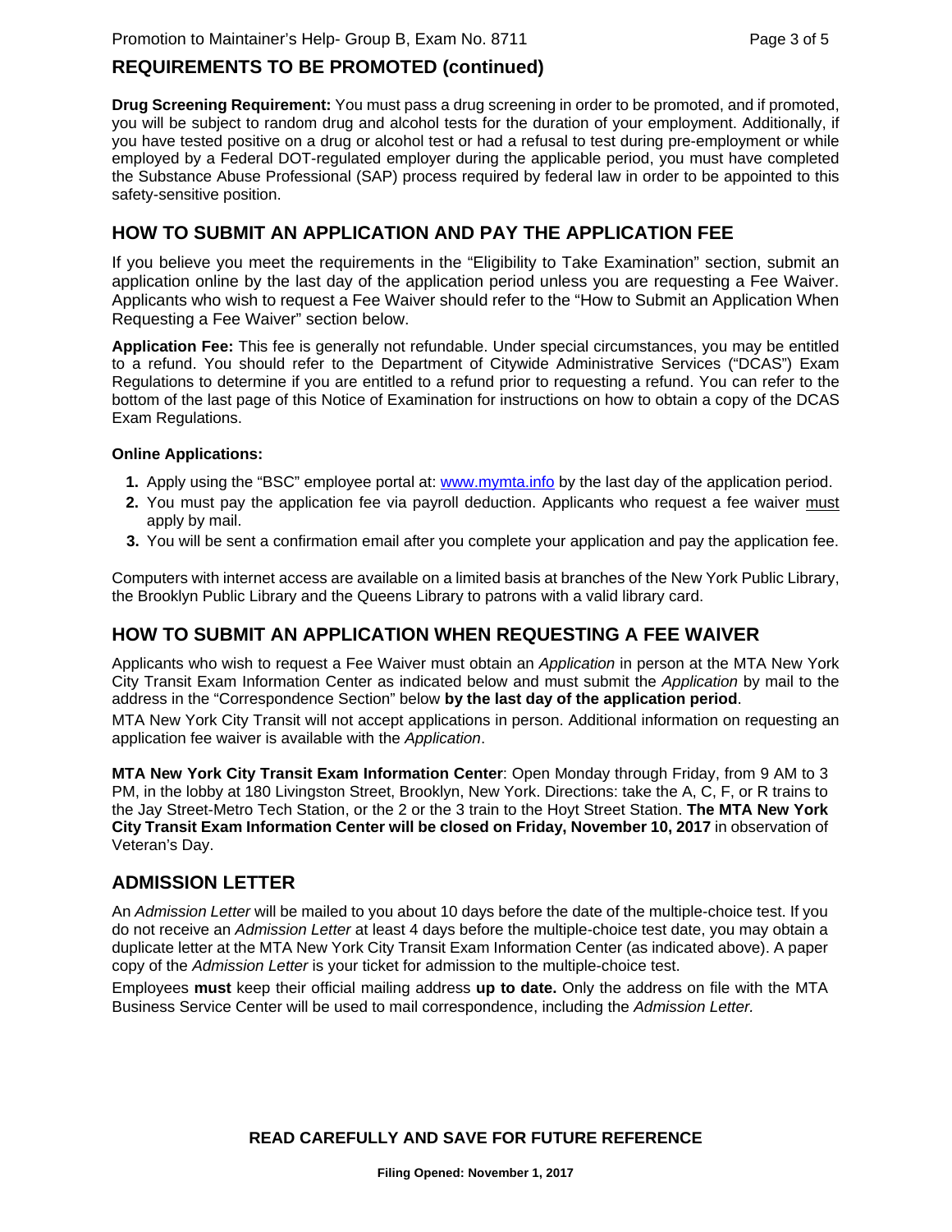## REQUIREMENTS TO BE PROMOTED (continued)

**Drug Screening Requirement:** You must pass a drug screening in order to be promoted, and if promoted, you will be subject to random drug and alcohol tests for the duration of your employment. Additionally, if you have tested positive on a drug or alcohol test or had a refusal to test during pre-employment or while employed by a Federal DOT-regulated employer during the applicable period, you must have completed the Substance Abuse Professional (SAP) process required by federal law in order to be appointed to this safety-sensitive position.

## HOW TO SUBMIT AN APPLICATION AND PAY THE APPLICATION FEE

If you believe you meet the requirements in the "Eligibility to Take Examination" section, submit an application online by the last day of the application period unless you are requesting a Fee Waiver. Applicants who wish to request a Fee Waiver should refer to the "How to Submit an Application When Requesting a Fee Waiver" section below.

**Application Fee:** This fee is generally not refundable. Under special circumstances, you may be entitled to a refund. You should refer to the Department of Citywide Administrative Services ("DCAS") Exam Regulations to determine if you are entitled to a refund prior to requesting a refund. You can refer to the bottom of the last page of this Notice of Examination for instructions on how to obtain a copy of the DCAS Exam Regulations.

**Online Applications:**

1. Apply using the "BSC" employee portal at: www.mymta.info by the last day of the application period.
2. You must pay the application fee via payroll deduction. Applicants who request a fee waiver must apply by mail.
3. You will be sent a confirmation email after you complete your application and pay the application fee.

Computers with internet access are available on a limited basis at branches of the New York Public Library, the Brooklyn Public Library and the Queens Library to patrons with a valid library card.

## HOW TO SUBMIT AN APPLICATION WHEN REQUESTING A FEE WAIVER

Applicants who wish to request a Fee Waiver must obtain an *Application* in person at the MTA New York City Transit Exam Information Center as indicated below and must submit the *Application* by mail to the address in the "Correspondence Section" below **by the last day of the application period**.

MTA New York City Transit will not accept applications in person. Additional information on requesting an application fee waiver is available with the *Application*.

**MTA New York City Transit Exam Information Center**: Open Monday through Friday, from 9 AM to 3 PM, in the lobby at 180 Livingston Street, Brooklyn, New York. Directions: take the A, C, F, or R trains to the Jay Street-Metro Tech Station, or the 2 or the 3 train to the Hoyt Street Station. **The MTA New York City Transit Exam Information Center will be closed on Friday, November 10, 2017** in observation of Veteran's Day.

## ADMISSION LETTER

An *Admission Letter* will be mailed to you about 10 days before the date of the multiple-choice test. If you do not receive an *Admission Letter* at least 4 days before the multiple-choice test date, you may obtain a duplicate letter at the MTA New York City Transit Exam Information Center (as indicated above). A paper copy of the *Admission Letter* is your ticket for admission to the multiple-choice test.

Employees **must** keep their official mailing address **up to date.** Only the address on file with the MTA Business Service Center will be used to mail correspondence, including the *Admission Letter.*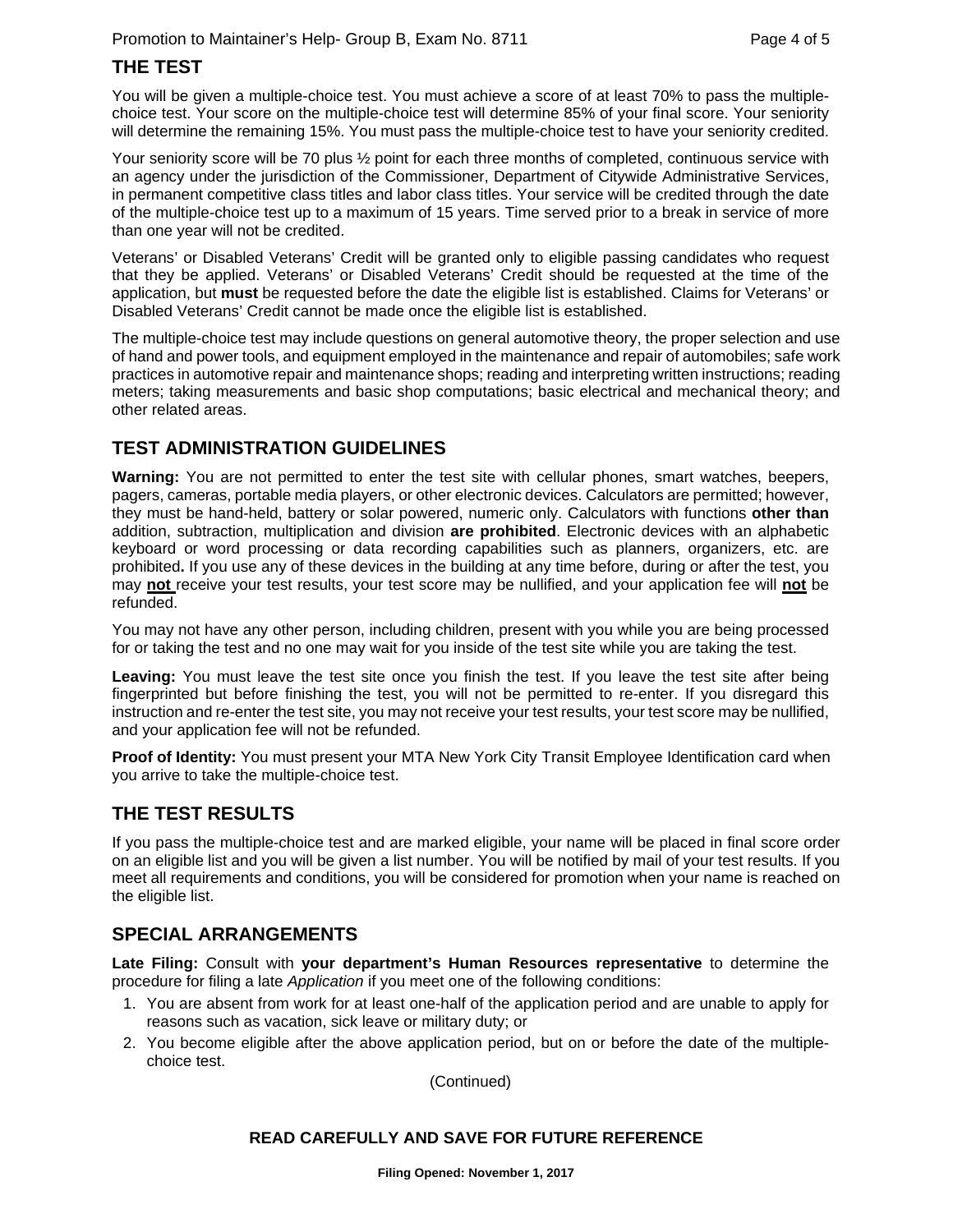## THE TEST

You will be given a multiple-choice test. You must achieve a score of at least 70% to pass the multiple-choice test. Your score on the multiple-choice test will determine 85% of your final score. Your seniority will determine the remaining 15%. You must pass the multiple-choice test to have your seniority credited.

Your seniority score will be 70 plus ½ point for each three months of completed, continuous service with an agency under the jurisdiction of the Commissioner, Department of Citywide Administrative Services, in permanent competitive class titles and labor class titles. Your service will be credited through the date of the multiple-choice test up to a maximum of 15 years. Time served prior to a break in service of more than one year will not be credited.

Veterans' or Disabled Veterans' Credit will be granted only to eligible passing candidates who request that they be applied. Veterans' or Disabled Veterans' Credit should be requested at the time of the application, but **must** be requested before the date the eligible list is established. Claims for Veterans' or Disabled Veterans' Credit cannot be made once the eligible list is established.

The multiple-choice test may include questions on general automotive theory, the proper selection and use of hand and power tools, and equipment employed in the maintenance and repair of automobiles; safe work practices in automotive repair and maintenance shops; reading and interpreting written instructions; reading meters; taking measurements and basic shop computations; basic electrical and mechanical theory; and other related areas.

## TEST ADMINISTRATION GUIDELINES

**Warning:** You are not permitted to enter the test site with cellular phones, smart watches, beepers, pagers, cameras, portable media players, or other electronic devices. Calculators are permitted; however, they must be hand-held, battery or solar powered, numeric only. Calculators with functions **other than** addition, subtraction, multiplication and division **are prohibited**. Electronic devices with an alphabetic keyboard or word processing or data recording capabilities such as planners, organizers, etc. are prohibited**.** If you use any of these devices in the building at any time before, during or after the test, you may **not** receive your test results, your test score may be nullified, and your application fee will **not** be refunded.

You may not have any other person, including children, present with you while you are being processed for or taking the test and no one may wait for you inside of the test site while you are taking the test.

**Leaving:** You must leave the test site once you finish the test. If you leave the test site after being fingerprinted but before finishing the test, you will not be permitted to re-enter. If you disregard this instruction and re-enter the test site, you may not receive your test results, your test score may be nullified, and your application fee will not be refunded.

**Proof of Identity:** You must present your MTA New York City Transit Employee Identification card when you arrive to take the multiple-choice test.

## THE TEST RESULTS

If you pass the multiple-choice test and are marked eligible, your name will be placed in final score order on an eligible list and you will be given a list number. You will be notified by mail of your test results. If you meet all requirements and conditions, you will be considered for promotion when your name is reached on the eligible list.

## SPECIAL ARRANGEMENTS

**Late Filing:** Consult with **your department's Human Resources representative** to determine the procedure for filing a late *Application* if you meet one of the following conditions:

1. You are absent from work for at least one-half of the application period and are unable to apply for reasons such as vacation, sick leave or military duty; or
2. You become eligible after the above application period, but on or before the date of the multiple-choice test.

(Continued)

**READ CAREFULLY AND SAVE FOR FUTURE REFERENCE**

**Filing Opened: November 1, 2017**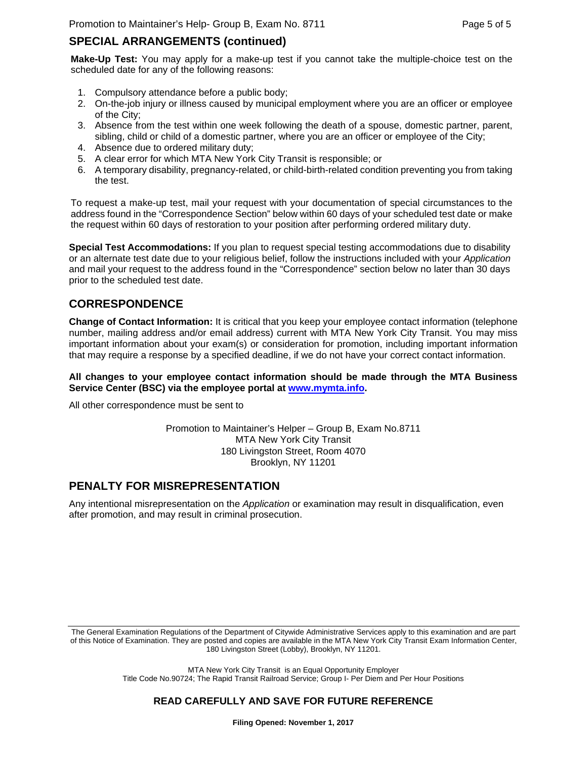## SPECIAL ARRANGEMENTS (continued)

**Make-Up Test:** You may apply for a make-up test if you cannot take the multiple-choice test on the scheduled date for any of the following reasons:

1. Compulsory attendance before a public body;
2. On-the-job injury or illness caused by municipal employment where you are an officer or employee of the City;
3. Absence from the test within one week following the death of a spouse, domestic partner, parent, sibling, child or child of a domestic partner, where you are an officer or employee of the City;
4. Absence due to ordered military duty;
5. A clear error for which MTA New York City Transit is responsible; or
6. A temporary disability, pregnancy-related, or child-birth-related condition preventing you from taking the test.

To request a make-up test, mail your request with your documentation of special circumstances to the address found in the "Correspondence Section" below within 60 days of your scheduled test date or make the request within 60 days of restoration to your position after performing ordered military duty.

**Special Test Accommodations:** If you plan to request special testing accommodations due to disability or an alternate test date due to your religious belief, follow the instructions included with your *Application* and mail your request to the address found in the "Correspondence" section below no later than 30 days prior to the scheduled test date.

## CORRESPONDENCE

**Change of Contact Information:** It is critical that you keep your employee contact information (telephone number, mailing address and/or email address) current with MTA New York City Transit. You may miss important information about your exam(s) or consideration for promotion, including important information that may require a response by a specified deadline, if we do not have your correct contact information.

**All changes to your employee contact information should be made through the MTA Business Service Center (BSC) via the employee portal at www.mymta.info.**

All other correspondence must be sent to

Promotion to Maintainer's Helper – Group B, Exam No.8711
MTA New York City Transit
180 Livingston Street, Room 4070
Brooklyn, NY 11201

## PENALTY FOR MISREPRESENTATION

Any intentional misrepresentation on the *Application* or examination may result in disqualification, even after promotion, and may result in criminal prosecution.

---

The General Examination Regulations of the Department of Citywide Administrative Services apply to this examination and are part of this Notice of Examination. They are posted and copies are available in the MTA New York City Transit Exam Information Center, 180 Livingston Street (Lobby), Brooklyn, NY 11201.

MTA New York City Transit is an Equal Opportunity Employer
Title Code No.90724; The Rapid Transit Railroad Service; Group I- Per Diem and Per Hour Positions

**READ CAREFULLY AND SAVE FOR FUTURE REFERENCE**

**Filing Opened: November 1, 2017**